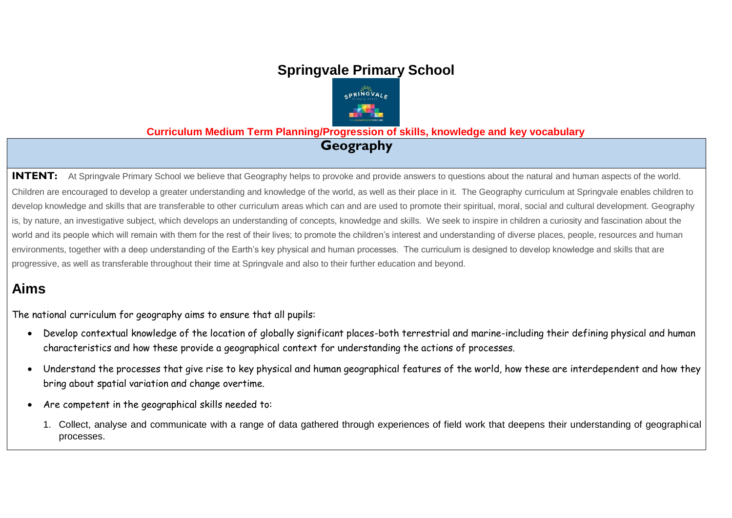# Springvale Primary School

**Curriculum Medium Term Planning/Progression of skills, knowledge and key vocabulary**

## Geography

**INTENT:** At Springvale Primary School we believe that Geography helps to provoke and provide answers to questions about the natural and human aspects of the world. Children are encouraged to develop a greater understanding and knowledge of the world, as well as their place in it. The Geography curriculum at Springvale enables children to develop knowledge and skills that are transferable to other curriculum areas which can and are used to promote their spiritual, moral, social and cultural development. Geography is, by nature, an investigative subject, which develops an understanding of concepts, knowledge and skills. We seek to inspire in children a curiosity and fascination about the world and its people which will remain with them for the rest of their lives; to promote the children's interest and understanding of diverse places, people, resources and human environments, together with a deep understanding of the Earth's key physical and human processes. The curriculum is designed to develop knowledge and skills that are progressive, as well as transferable throughout their time at Springvale and also to their further education and beyond.

## Aims

The national curriculum for geography aims to ensure that all pupils:

- Develop contextual knowledge of the location of globally significant places-both terrestrial and marine-including their defining physical and human characteristics and how these provide a geographical context for understanding the actions of processes.
- Understand the processes that give rise to key physical and human geographical features of the world, how these are interdependent and how they bring about spatial variation and change overtime.
- Are competent in the geographical skills needed to:

1. Collect, analyse and communicate with a range of data gathered through experiences of field work that deepens their understanding of geographical processes.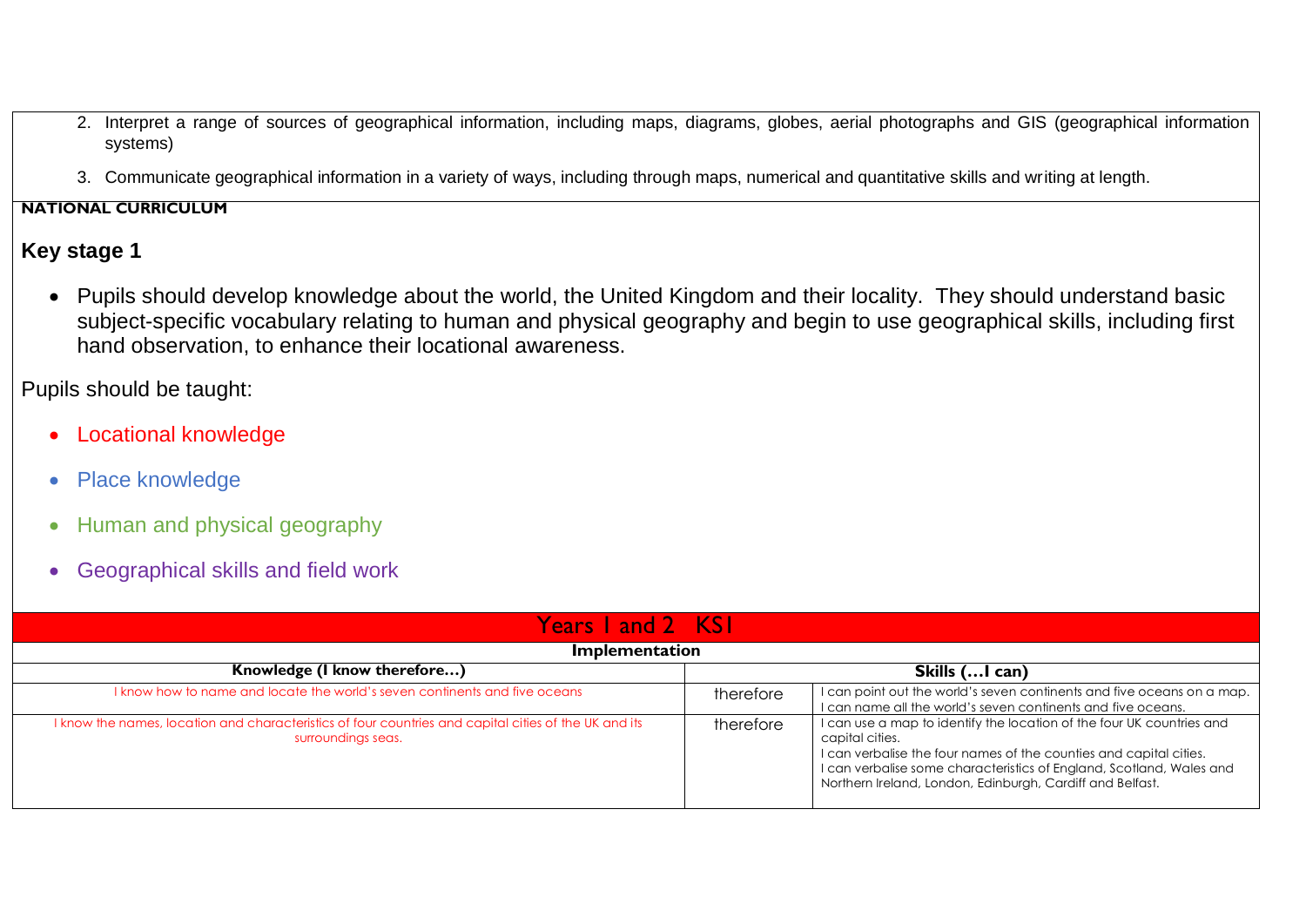2. Interpret a range of sources of geographical information, including maps, diagrams, globes, aerial photographs and GIS (geographical information systems)
3. Communicate geographical information in a variety of ways, including through maps, numerical and quantitative skills and writing at length.

**NATIONAL CURRICULUM**

## Key stage 1

- Pupils should develop knowledge about the world, the United Kingdom and their locality. They should understand basic subject-specific vocabulary relating to human and physical geography and begin to use geographical skills, including first hand observation, to enhance their locational awareness.

Pupils should be taught:

- Locational knowledge
- Place knowledge
- Human and physical geography
- Geographical skills and field work

| Years 1 and 2 KS1 | | |
|---|---|---|
| **Implementation** | | |
| **Knowledge (I know therefore…)** | | **Skills (…I can)** |
| I know how to name and locate the world's seven continents and five oceans | therefore | I can point out the world's seven continents and five oceans on a map.<br>I can name all the world's seven continents and five oceans. |
| I know the names, location and characteristics of four countries and capital cities of the UK and its surroundings seas. | therefore | I can use a map to identify the location of the four UK countries and capital cities.<br>I can verbalise the four names of the counties and capital cities.<br>I can verbalise some characteristics of England, Scotland, Wales and Northern Ireland, London, Edinburgh, Cardiff and Belfast. |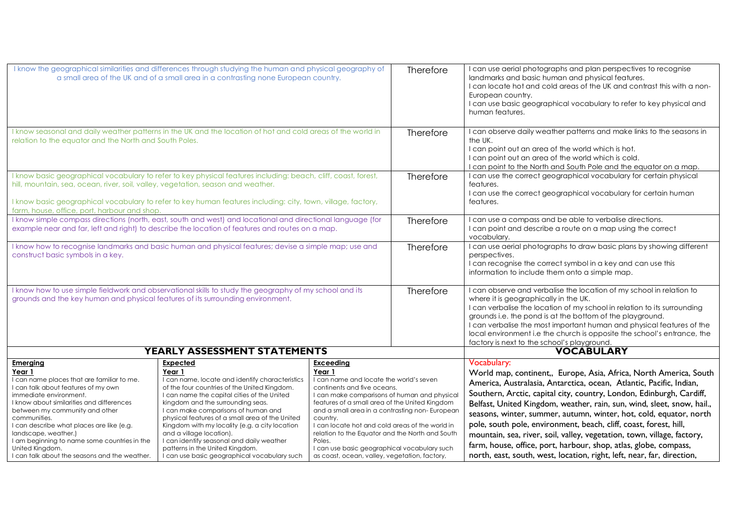| | | |
|---|---|---|
| I know the geographical similarities and differences through studying the human and physical geography of a small area of the UK and of a small area in a contrasting none European country. | Therefore | I can use aerial photographs and plan perspectives to recognise landmarks and basic human and physical features.<br>I can locate hot and cold areas of the UK and contrast this with a non-European country.<br>I can use basic geographical vocabulary to refer to key physical and human features. |
| I know seasonal and daily weather patterns in the UK and the location of hot and cold areas of the world in relation to the equator and the North and South Poles. | Therefore | I can observe daily weather patterns and make links to the seasons in the UK.<br>I can point out an area of the world which is hot.<br>I can point out an area of the world which is cold.<br>I can point to the North and South Pole and the equator on a map. |
| I know basic geographical vocabulary to refer to key physical features including: beach, cliff, coast, forest, hill, mountain, sea, ocean, river, soil, valley, vegetation, season and weather.<br><br>I know basic geographical vocabulary to refer to key human features including: city, town, village, factory, farm, house, office, port, harbour and shop. | Therefore | I can use the correct geographical vocabulary for certain physical features.<br>I can use the correct geographical vocabulary for certain human features. |
| I know simple compass directions (north, east, south and west) and locational and directional language (for example near and far, left and right) to describe the location of features and routes on a map. | Therefore | I can use a compass and be able to verbalise directions.<br>I can point and describe a route on a map using the correct vocabulary. |
| I know how to recognise landmarks and basic human and physical features; devise a simple map; use and construct basic symbols in a key. | Therefore | I can use aerial photographs to draw basic plans by showing different perspectives.<br>I can recognise the correct symbol in a key and can use this information to include them onto a simple map. |
| I know how to use simple fieldwork and observational skills to study the geography of my school and its grounds and the key human and physical features of its surrounding environment. | Therefore | I can observe and verbalise the location of my school in relation to where it is geographically in the UK.<br>I can verbalise the location of my school in relation to its surrounding grounds i.e. the pond is at the bottom of the playground.<br>I can verbalise the most important human and physical features of the local environment i.e the church is opposite the school's entrance, the factory is next to the school's playground. |

| YEARLY ASSESSMENT STATEMENTS | | | VOCABULARY |
|---|---|---|---|
| **Emerging**<br>**Year 1**<br>I can name places that are familiar to me.<br>I can talk about features of my own immediate environment.<br>I know about similarities and differences between my community and other communities.<br>I can describe what places are like (e.g. landscape, weather.)<br>I am beginning to name some countries in the United Kingdom.<br>I can talk about the seasons and the weather. | **Expected**<br>**Year 1**<br>I can name, locate and identify characteristics of the four countries of the United Kingdom.<br>I can name the capital cities of the United kingdom and the surrounding seas.<br>I can make comparisons of human and physical features of a small area of the United Kingdom with my locality (e.g. a city location and a village location).<br>I can identify seasonal and daily weather patterns in the United Kingdom.<br>I can use basic geographical vocabulary such | **Exceeding**<br>**Year 1**<br>I can name and locate the world's seven continents and five oceans.<br>I can make comparisons of human and physical features of a small area of the United Kingdom and a small area in a contrasting non- European country.<br>I can locate hot and cold areas of the world in relation to the Equator and the North and South Poles.<br>I can use basic geographical vocabulary such as coast, ocean, valley, vegetation, factory, | Vocabulary:<br>World map, continent,, Europe, Asia, Africa, North America, South America, Australasia, Antarctica, ocean, Atlantic, Pacific, Indian, Southern, Arctic, capital city, country, London, Edinburgh, Cardiff, Belfast, United Kingdom, weather, rain, sun, wind, sleet, snow, hail., seasons, winter, summer, autumn, winter, hot, cold, equator, north pole, south pole, environment, beach, cliff, coast, forest, hill, mountain, sea, river, soil, valley, vegetation, town, village, factory, farm, house, office, port, harbour, shop, atlas, globe, compass, north, east, south, west, location, right, left, near, far, direction, |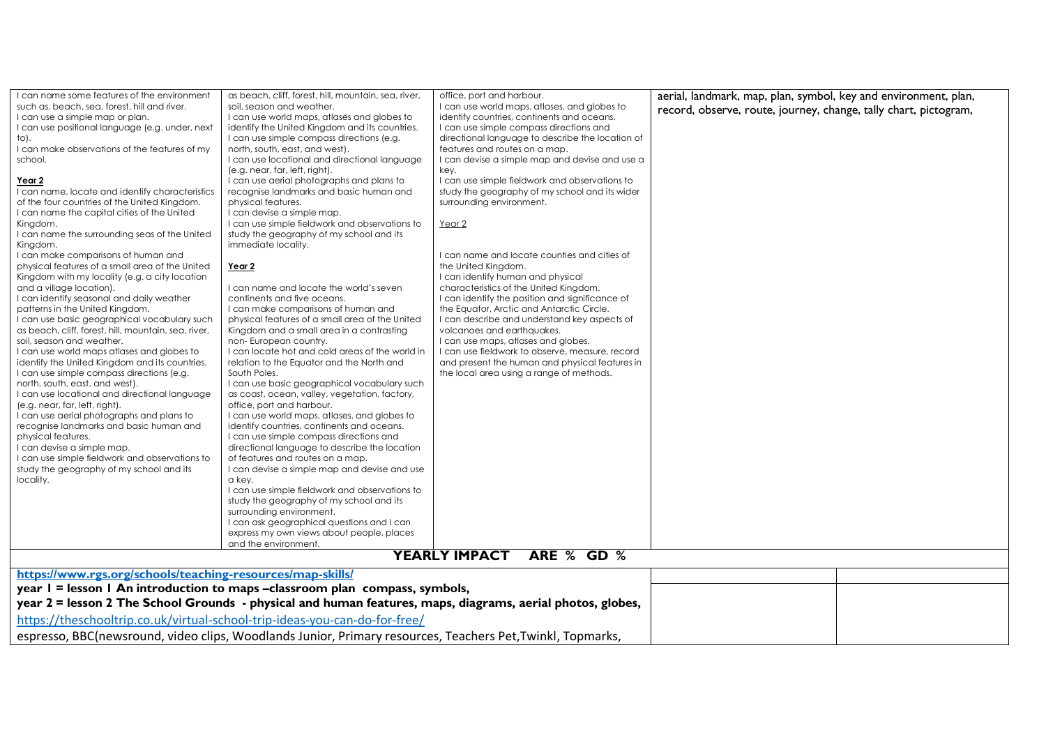| | | | |
|---|---|---|---|
| I can name some features of the environment such as, beach, sea, forest, hill and river.<br>I can use a simple map or plan.<br>I can use positional language (e.g. under, next to).<br>I can make observations of the features of my school.<br><br>**Year 2**<br>I can name, locate and identify characteristics of the four countries of the United Kingdom.<br>I can name the capital cities of the United Kingdom.<br>I can name the surrounding seas of the United Kingdom.<br>I can make comparisons of human and physical features of a small area of the United Kingdom with my locality (e.g. a city location and a village location).<br>I can identify seasonal and daily weather patterns in the United Kingdom.<br>I can use basic geographical vocabulary such as beach, cliff, forest, hill, mountain, sea, river, soil, season and weather.<br>I can use world maps atlases and globes to identify the United Kingdom and its countries.<br>I can use simple compass directions (e.g. north, south, east, and west).<br>I can use locational and directional language (e.g. near, far, left, right).<br>I can use aerial photographs and plans to recognise landmarks and basic human and physical features.<br>I can devise a simple map.<br>I can use simple fieldwork and observations to study the geography of my school and its locality. | as beach, cliff, forest, hill, mountain, sea, river, soil, season and weather.<br>I can use world maps, atlases and globes to identify the United Kingdom and its countries.<br>I can use simple compass directions (e.g. north, south, east, and west).<br>I can use locational and directional language (e.g. near, far, left, right).<br>I can use aerial photographs and plans to recognise landmarks and basic human and physical features.<br>I can devise a simple map.<br>I can use simple fieldwork and observations to study the geography of my school and its immediate locality.<br><br>**Year 2**<br><br>I can name and locate the world's seven continents and five oceans.<br>I can make comparisons of human and physical features of a small area of the United Kingdom and a small area in a contrasting non- European country.<br>I can locate hot and cold areas of the world in relation to the Equator and the North and South Poles.<br>I can use basic geographical vocabulary such as coast, ocean, valley, vegetation, factory, office, port and harbour.<br>I can use world maps, atlases, and globes to identify countries, continents and oceans.<br>I can use simple compass directions and directional language to describe the location of features and routes on a map.<br>I can devise a simple map and devise and use a key.<br>I can use simple fieldwork and observations to study the geography of my school and its surrounding environment.<br>I can ask geographical questions and I can express my own views about people, places and the environment. | office, port and harbour.<br>I can use world maps, atlases, and globes to identify countries, continents and oceans.<br>I can use simple compass directions and directional language to describe the location of features and routes on a map.<br>I can devise a simple map and devise and use a key.<br>I can use simple fieldwork and observations to study the geography of my school and its wider surrounding environment.<br><br>Year 2<br><br>I can name and locate counties and cities of the United Kingdom.<br>I can identify human and physical characteristics of the United Kingdom.<br>I can identify the position and significance of the Equator, Arctic and Antarctic Circle.<br>I can describe and understand key aspects of volcanoes and earthquakes.<br>I can use maps, atlases and globes.<br>I can use fieldwork to observe, measure, record and present the human and physical features in the local area using a range of methods. | aerial, landmark, map, plan, symbol, key and environment, plan, record, observe, route, journey, change, tally chart, pictogram, |

**YEARLY IMPACT ARE % GD %**

| | | |
|---|---|---|
| **https://www.rgs.org/schools/teaching-resources/map-skills/**<br>**year 1 = lesson 1 An introduction to maps –classroom plan compass, symbols,**<br>**year 2 = lesson 2 The School Grounds - physical and human features, maps, diagrams, aerial photos, globes,**<br>https://theschooltrip.co.uk/virtual-school-trip-ideas-you-can-do-for-free/<br>espresso, BBC(newsround, video clips, Woodlands Junior, Primary resources, Teachers Pet,Twinkl, Topmarks, | | |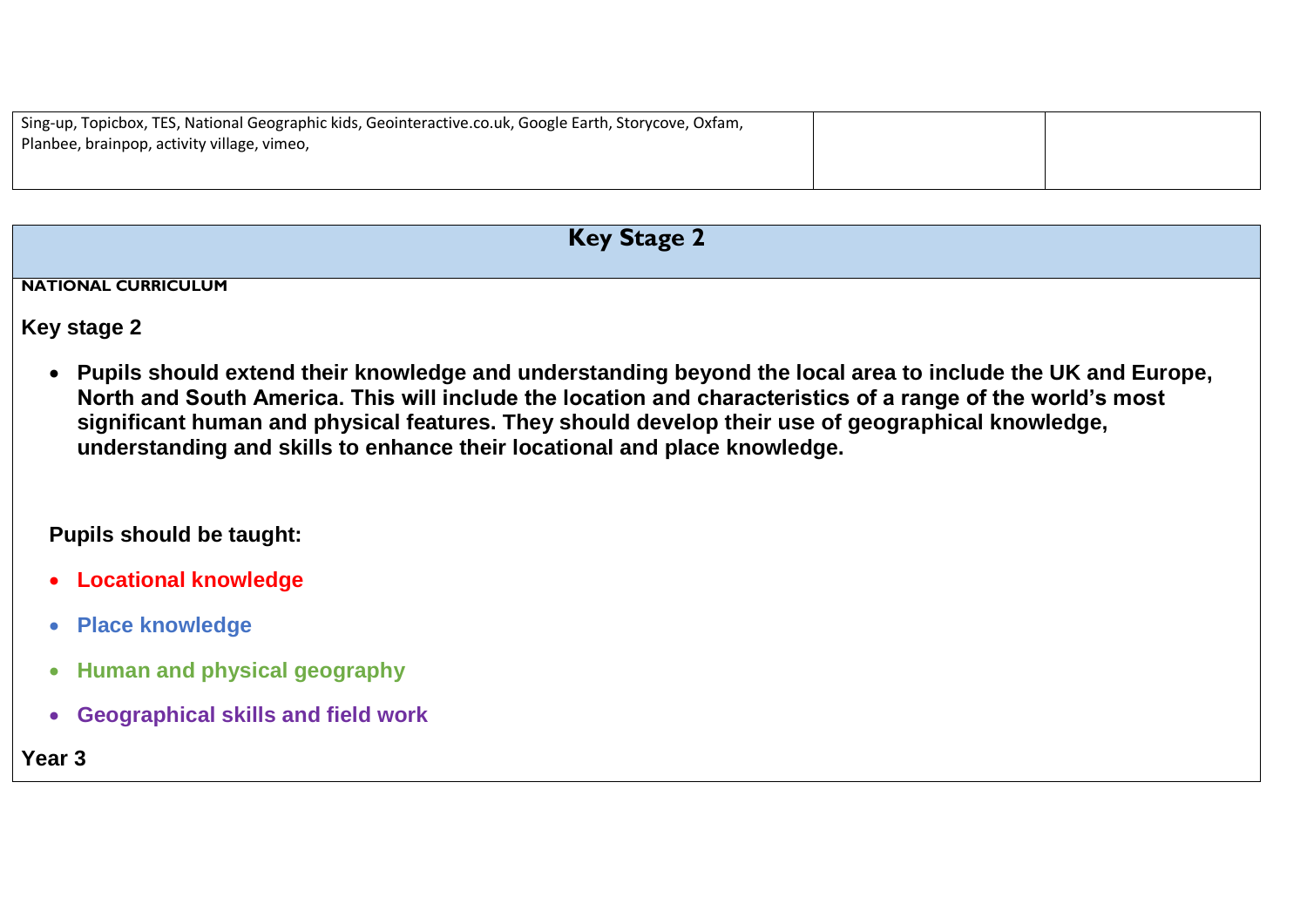| Sing-up, Topicbox, TES, National Geographic kids, Geointeractive.co.uk, Google Earth, Storycove, Oxfam, Planbee, brainpop, activity village, vimeo, | | |
|---|---|---|

## Key Stage 2

**NATIONAL CURRICULUM**

### Key stage 2

- **Pupils should extend their knowledge and understanding beyond the local area to include the UK and Europe, North and South America. This will include the location and characteristics of a range of the world's most significant human and physical features. They should develop their use of geographical knowledge, understanding and skills to enhance their locational and place knowledge.**

**Pupils should be taught:**

- **Locational knowledge**
- **Place knowledge**
- **Human and physical geography**
- **Geographical skills and field work**

**Year 3**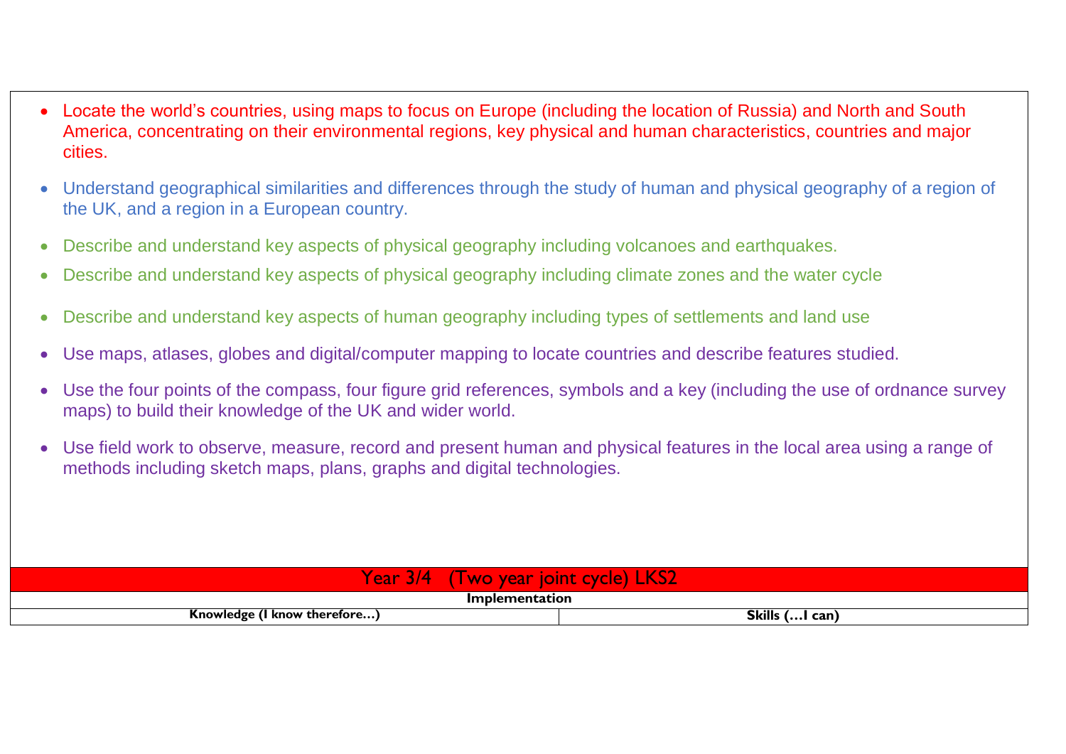- Locate the world's countries, using maps to focus on Europe (including the location of Russia) and North and South America, concentrating on their environmental regions, key physical and human characteristics, countries and major cities.
- Understand geographical similarities and differences through the study of human and physical geography of a region of the UK, and a region in a European country.
- Describe and understand key aspects of physical geography including volcanoes and earthquakes.
- Describe and understand key aspects of physical geography including climate zones and the water cycle
- Describe and understand key aspects of human geography including types of settlements and land use
- Use maps, atlases, globes and digital/computer mapping to locate countries and describe features studied.
- Use the four points of the compass, four figure grid references, symbols and a key (including the use of ordnance survey maps) to build their knowledge of the UK and wider world.
- Use field work to observe, measure, record and present human and physical features in the local area using a range of methods including sketch maps, plans, graphs and digital technologies.

| Year 3/4 (Two year joint cycle) LKS2 | |
|---|---|
| **Implementation** | |
| **Knowledge (I know therefore…)** | **Skills (…I can)** |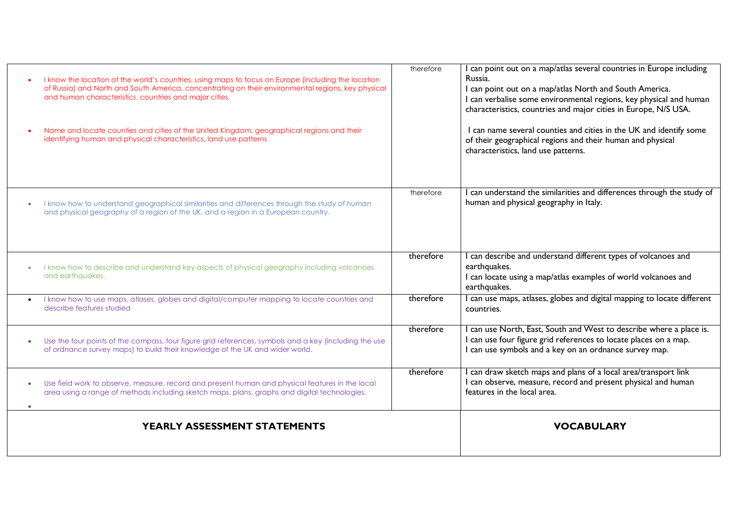| | | |
|---|---|---|
| • I know the location of the world's countries, using maps to focus on Europe (including the location of Russia) and North and South America, concentrating on their environmental regions, key physical and human characteristics, countries and major cities.<br><br>• Name and locate counties and cities of the United Kingdom, geographical regions and their identifying human and physical characteristics, land use patterns | therefore | I can point out on a map/atlas several countries in Europe including Russia.<br>I can point out on a map/atlas North and South America.<br>I can verbalise some environmental regions, key physical and human characteristics, countries and major cities in Europe, N/S USA.<br><br>I can name several counties and cities in the UK and identify some of their geographical regions and their human and physical characteristics, land use patterns. |
| • I know how to understand geographical similarities and differences through the study of human and physical geography of a region of the UK, and a region in a European country. | therefore | I can understand the similarities and differences through the study of human and physical geography in Italy. |
| • I know how to describe and understand key aspects of physical geography including volcanoes and earthquakes. | therefore | I can describe and understand different types of volcanoes and earthquakes.<br>I can locate using a map/atlas examples of world volcanoes and earthquakes. |
| • I know how to use maps, atlases, globes and digital/computer mapping to locate countries and describe features studied | therefore | I can use maps, atlases, globes and digital mapping to locate different countries. |
| • Use the four points of the compass, four figure grid references, symbols and a key (including the use of ordnance survey maps) to build their knowledge of the UK and wider world. | therefore | I can use North, East, South and West to describe where a place is.<br>I can use four figure grid references to locate places on a map.<br>I can use symbols and a key on an ordnance survey map. |
| • Use field work to observe, measure, record and present human and physical features in the local area using a range of methods including sketch maps, plans, graphs and digital technologies. | therefore | I can draw sketch maps and plans of a local area/transport link<br>I can observe, measure, record and present physical and human features in the local area. |
| **YEARLY ASSESSMENT STATEMENTS** | | **VOCABULARY** |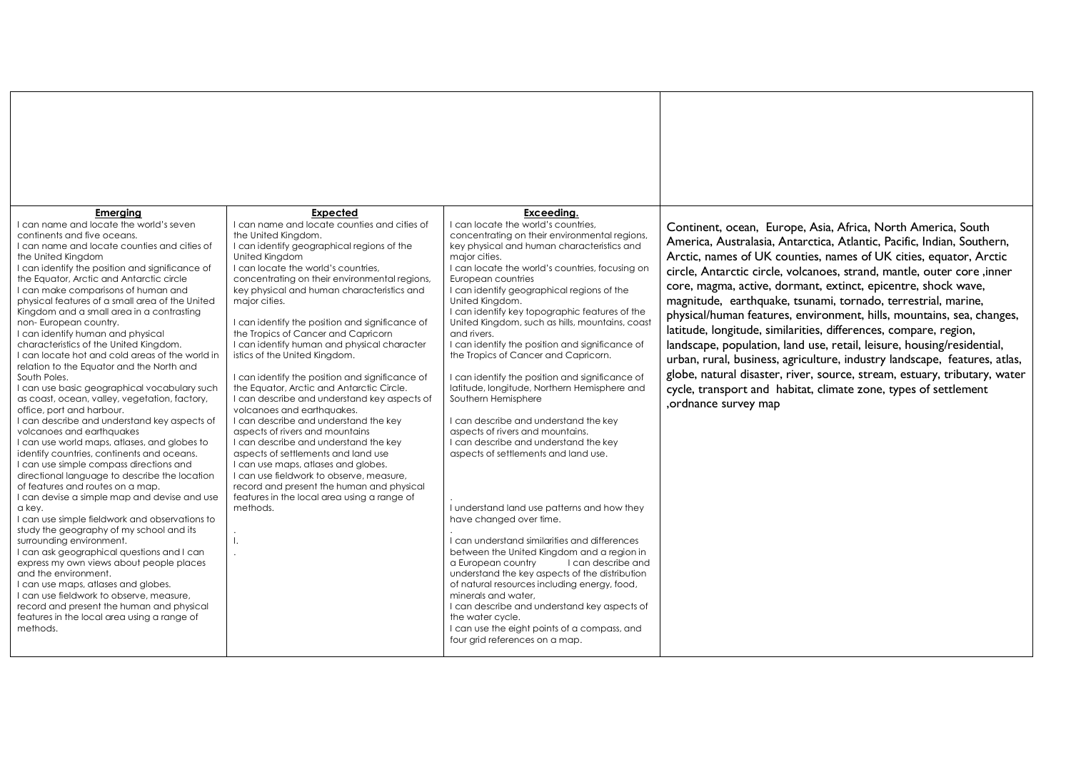| | | | |
|---|---|---|---|
| | | | |
| **Emerging**<br>I can name and locate the world's seven continents and five oceans.<br>I can name and locate counties and cities of the United Kingdom<br>I can identify the position and significance of the Equator, Arctic and Antarctic circle<br>I can make comparisons of human and physical features of a small area of the United Kingdom and a small area in a contrasting non- European country.<br>I can identify human and physical characteristics of the United Kingdom.<br>I can locate hot and cold areas of the world in relation to the Equator and the North and South Poles.<br>I can use basic geographical vocabulary such as coast, ocean, valley, vegetation, factory, office, port and harbour.<br>I can describe and understand key aspects of volcanoes and earthquakes<br>I can use world maps, atlases, and globes to identify countries, continents and oceans.<br>I can use simple compass directions and directional language to describe the location of features and routes on a map.<br>I can devise a simple map and devise and use a key.<br>I can use simple fieldwork and observations to study the geography of my school and its surrounding environment.<br>I can ask geographical questions and I can express my own views about people places and the environment.<br>I can use maps, atlases and globes.<br>I can use fieldwork to observe, measure, record and present the human and physical features in the local area using a range of methods. | **Expected**<br>I can name and locate counties and cities of the United Kingdom.<br>I can identify geographical regions of the United Kingdom<br>I can locate the world's countries, concentrating on their environmental regions, key physical and human characteristics and major cities.<br><br>I can identify the position and significance of the Tropics of Cancer and Capricorn<br>I can identify human and physical character istics of the United Kingdom.<br><br>I can identify the position and significance of the Equator, Arctic and Antarctic Circle.<br>I can describe and understand key aspects of volcanoes and earthquakes.<br>I can describe and understand the key aspects of rivers and mountains<br>I can describe and understand the key aspects of settlements and land use<br>I can use maps, atlases and globes.<br>I can use fieldwork to observe, measure, record and present the human and physical features in the local area using a range of methods.<br><br>.<br>I.<br>. | **Exceeding.**<br>I can locate the world's countries, concentrating on their environmental regions, key physical and human characteristics and major cities.<br>I can locate the world's countries, focusing on European countries<br>I can identify geographical regions of the United Kingdom.<br>I can identify key topographic features of the United Kingdom, such as hills, mountains, coast and rivers.<br>I can identify the position and significance of the Tropics of Cancer and Capricorn.<br><br>I can identify the position and significance of latitude, longitude, Northern Hemisphere and Southern Hemisphere<br><br>I can describe and understand the key aspects of rivers and mountains.<br>I can describe and understand the key aspects of settlements and land use.<br><br>.<br>I understand land use patterns and how they have changed over time.<br>.<br>I can understand similarities and differences between the United Kingdom and a region in a European country I can describe and understand the key aspects of the distribution of natural resources including energy, food, minerals and water,<br>I can describe and understand key aspects of the water cycle.<br>I can use the eight points of a compass, and four grid references on a map. | Continent, ocean, Europe, Asia, Africa, North America, South America, Australasia, Antarctica, Atlantic, Pacific, Indian, Southern, Arctic, names of UK counties, names of UK cities, equator, Arctic circle, Antarctic circle, volcanoes, strand, mantle, outer core ,inner core, magma, active, dormant, extinct, epicentre, shock wave, magnitude, earthquake, tsunami, tornado, terrestrial, marine, physical/human features, environment, hills, mountains, sea, changes, latitude, longitude, similarities, differences, compare, region, landscape, population, land use, retail, leisure, housing/residential, urban, rural, business, agriculture, industry landscape, features, atlas, globe, natural disaster, river, source, stream, estuary, tributary, water cycle, transport and habitat, climate zone, types of settlement ,ordnance survey map |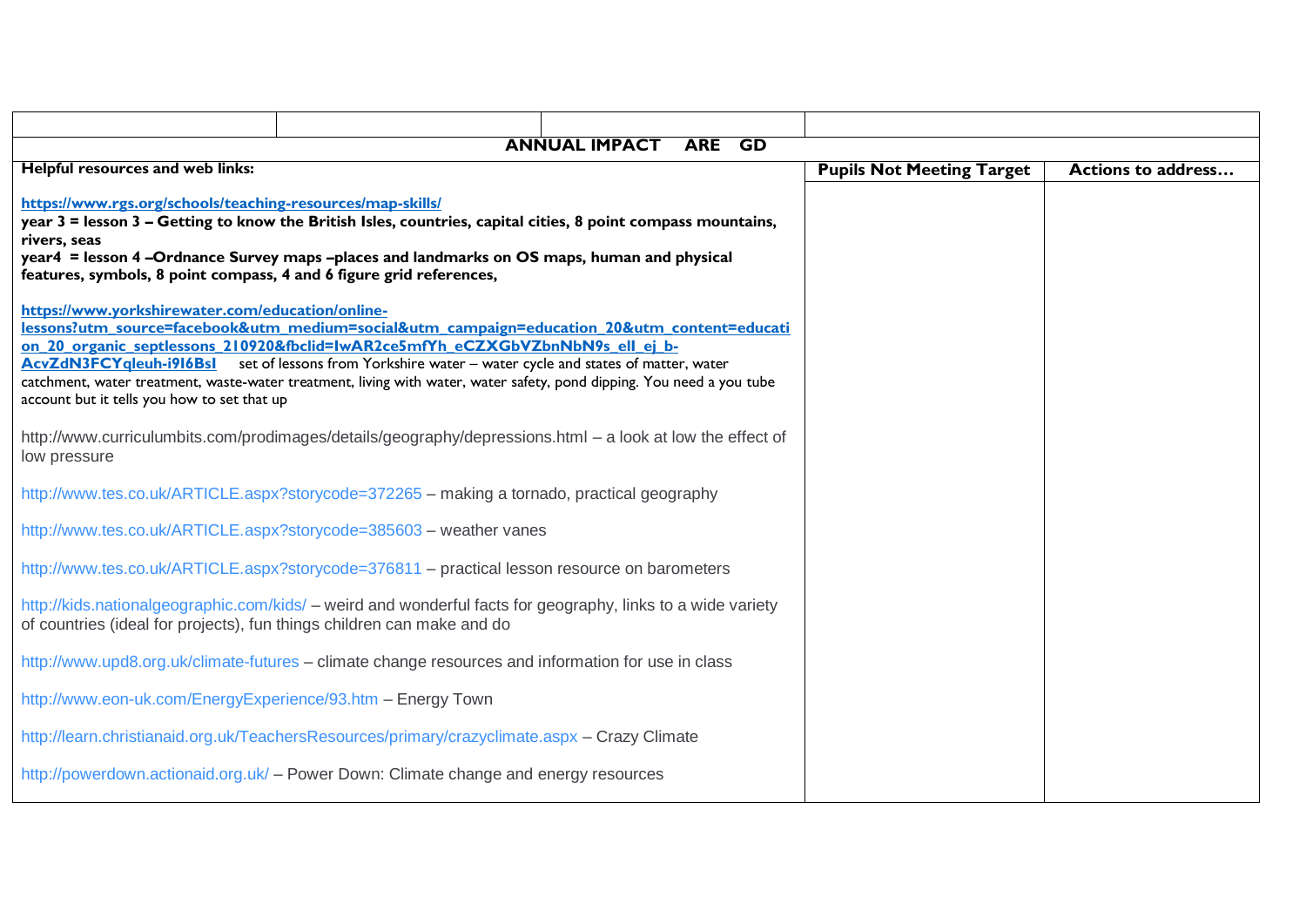| | | | | |
|---|---|---|---|---|
| **ANNUAL IMPACT ARE GD** | | | | |
| **Helpful resources and web links:**<br><br>**https://www.rgs.org/schools/teaching-resources/map-skills/**<br>**year 3 = lesson 3 – Getting to know the British Isles, countries, capital cities, 8 point compass mountains, rivers, seas**<br>**year4 = lesson 4 –Ordnance Survey maps –places and landmarks on OS maps, human and physical features, symbols, 8 point compass, 4 and 6 figure grid references,**<br><br>**https://www.yorkshirewater.com/education/online-lessons?utm_source=facebook&utm_medium=social&utm_campaign=education_20&utm_content=education_20_organic_septlessons_210920&fbclid=IwAR2ce5mfYh_eCZXGbVZbnNbN9s_eIl_ej_b-AcvZdN3FCYqleuh-i9I6BsI** set of lessons from Yorkshire water – water cycle and states of matter, water catchment, water treatment, waste-water treatment, living with water, water safety, pond dipping. You need a you tube account but it tells you how to set that up<br><br>http://www.curriculumbits.com/prodimages/details/geography/depressions.html – a look at low the effect of low pressure<br><br>http://www.tes.co.uk/ARTICLE.aspx?storycode=372265 – making a tornado, practical geography<br><br>http://www.tes.co.uk/ARTICLE.aspx?storycode=385603 – weather vanes<br><br>http://www.tes.co.uk/ARTICLE.aspx?storycode=376811 – practical lesson resource on barometers<br><br>http://kids.nationalgeographic.com/kids/ – weird and wonderful facts for geography, links to a wide variety of countries (ideal for projects), fun things children can make and do<br><br>http://www.upd8.org.uk/climate-futures – climate change resources and information for use in class<br><br>http://www.eon-uk.com/EnergyExperience/93.htm – Energy Town<br><br>http://learn.christianaid.org.uk/TeachersResources/primary/crazyclimate.aspx – Crazy Climate<br><br>http://powerdown.actionaid.org.uk/ – Power Down: Climate change and energy resources | | | **Pupils Not Meeting Target** | **Actions to address…** |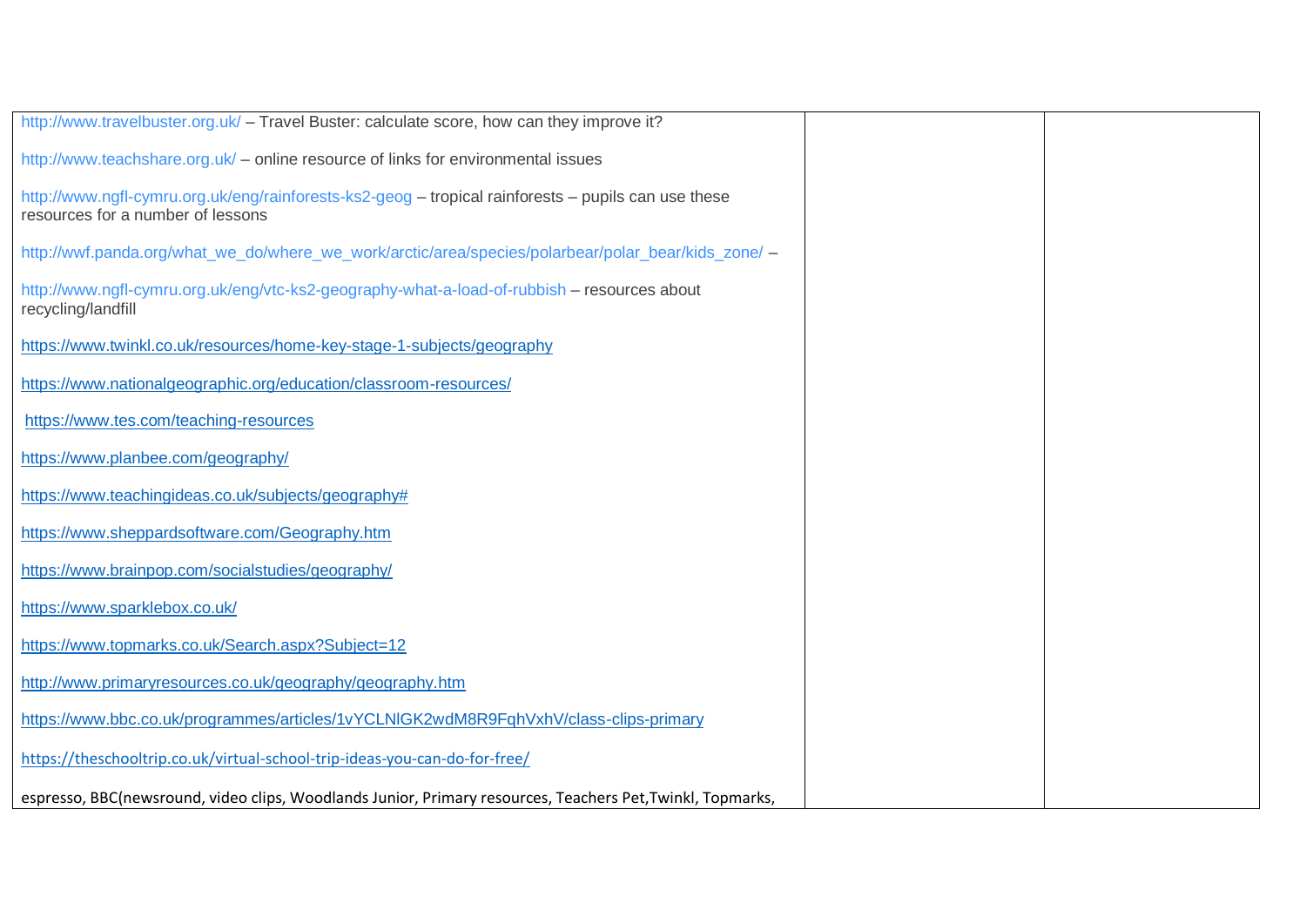| | | |
|---|---|---|
| http://www.travelbuster.org.uk/ – Travel Buster: calculate score, how can they improve it?<br><br>http://www.teachshare.org.uk/ – online resource of links for environmental issues<br><br>http://www.ngfl-cymru.org.uk/eng/rainforests-ks2-geog – tropical rainforests – pupils can use these resources for a number of lessons<br><br>http://wwf.panda.org/what_we_do/where_we_work/arctic/area/species/polarbear/polar_bear/kids_zone/ –<br><br>http://www.ngfl-cymru.org.uk/eng/vtc-ks2-geography-what-a-load-of-rubbish – resources about recycling/landfill<br><br>https://www.twinkl.co.uk/resources/home-key-stage-1-subjects/geography<br><br>https://www.nationalgeographic.org/education/classroom-resources/<br><br>https://www.tes.com/teaching-resources<br><br>https://www.planbee.com/geography/<br><br>https://www.teachingideas.co.uk/subjects/geography#<br><br>https://www.sheppardsoftware.com/Geography.htm<br><br>https://www.brainpop.com/socialstudies/geography/<br><br>https://www.sparklebox.co.uk/<br><br>https://www.topmarks.co.uk/Search.aspx?Subject=12<br><br>http://www.primaryresources.co.uk/geography/geography.htm<br><br>https://www.bbc.co.uk/programmes/articles/1vYCLNlGK2wdM8R9FqhVxhV/class-clips-primary<br><br>https://theschooltrip.co.uk/virtual-school-trip-ideas-you-can-do-for-free/<br><br>espresso, BBC(newsround, video clips, Woodlands Junior, Primary resources, Teachers Pet,Twinkl, Topmarks, | | |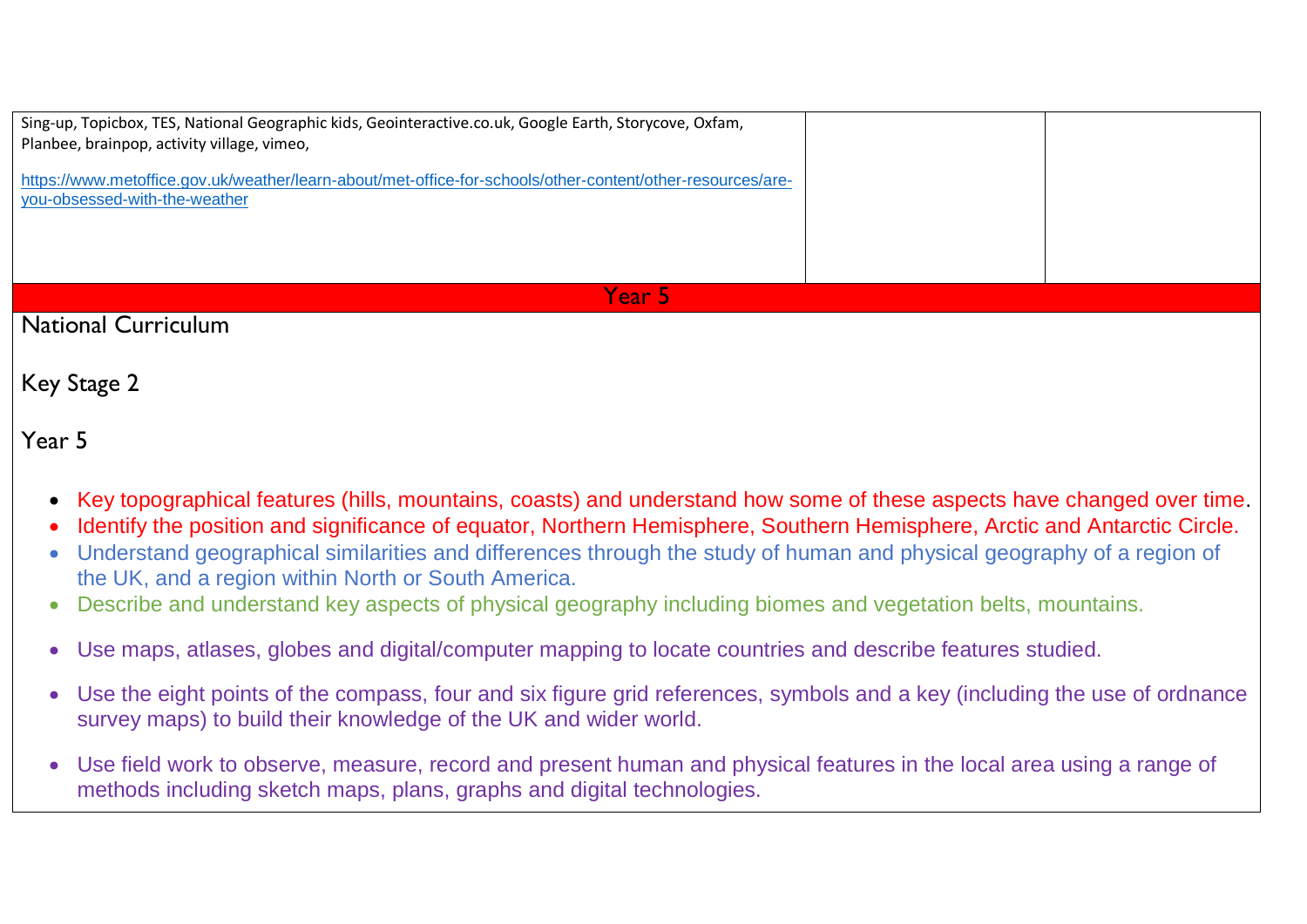| Sing-up, Topicbox, TES, National Geographic kids, Geointeractive.co.uk, Google Earth, Storycove, Oxfam, Planbee, brainpop, activity village, vimeo,<br><br>https://www.metoffice.gov.uk/weather/learn-about/met-office-for-schools/other-content/other-resources/are-you-obsessed-with-the-weather | | |
|---|---|---|

## Year 5

National Curriculum

Key Stage 2

Year 5

- Key topographical features (hills, mountains, coasts) and understand how some of these aspects have changed over time.
- Identify the position and significance of equator, Northern Hemisphere, Southern Hemisphere, Arctic and Antarctic Circle.
- Understand geographical similarities and differences through the study of human and physical geography of a region of the UK, and a region within North or South America.
- Describe and understand key aspects of physical geography including biomes and vegetation belts, mountains.
- Use maps, atlases, globes and digital/computer mapping to locate countries and describe features studied.
- Use the eight points of the compass, four and six figure grid references, symbols and a key (including the use of ordnance survey maps) to build their knowledge of the UK and wider world.
- Use field work to observe, measure, record and present human and physical features in the local area using a range of methods including sketch maps, plans, graphs and digital technologies.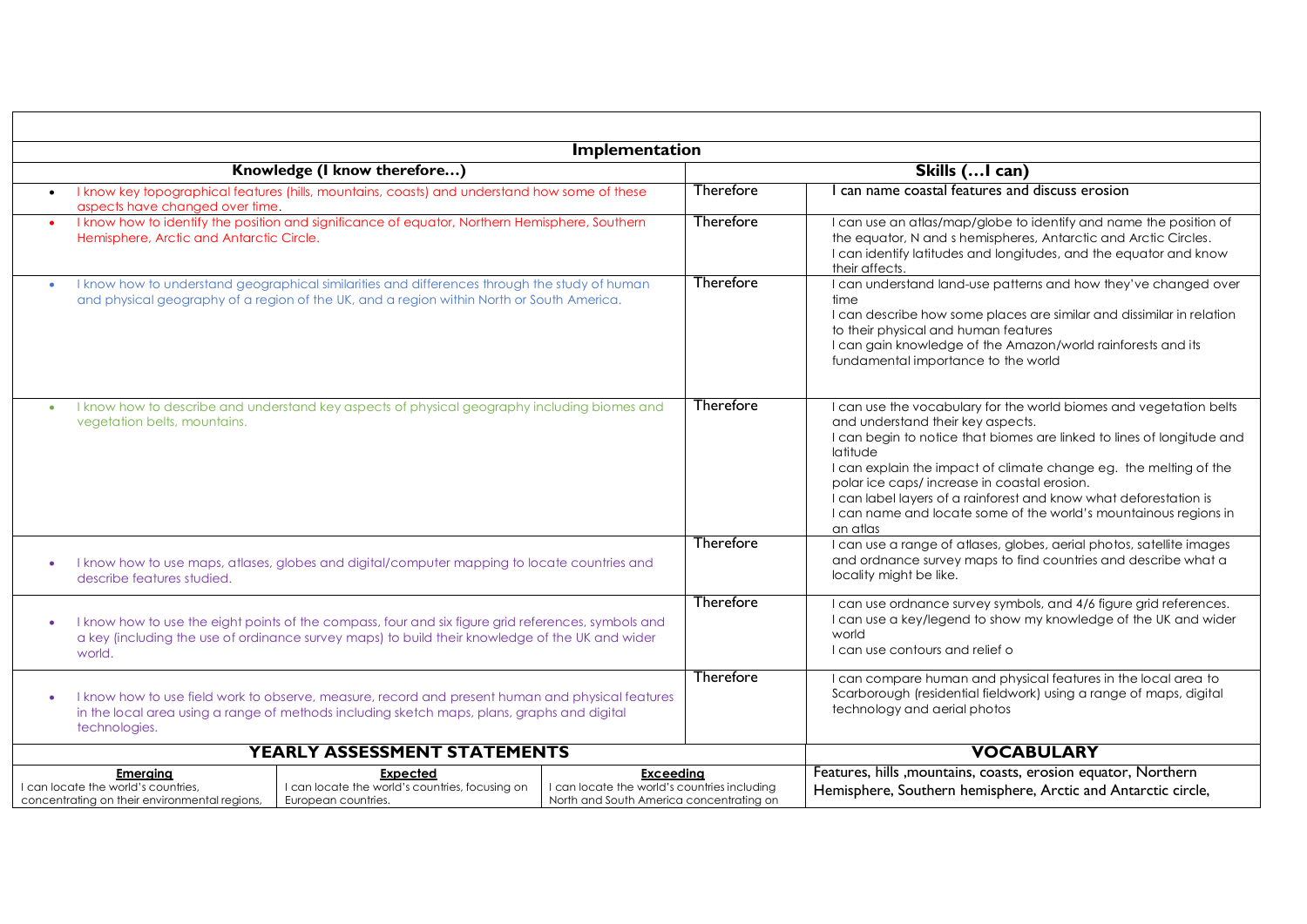| Implementation | | | |
|---|---|---|---|
| **Knowledge (I know therefore…)** | | **Skills (…I can)** | |
| • I know key topographical features (hills, mountains, coasts) and understand how some of these aspects have changed over time. | Therefore | I can name coastal features and discuss erosion | |
| • I know how to identify the position and significance of equator, Northern Hemisphere, Southern Hemisphere, Arctic and Antarctic Circle. | Therefore | I can use an atlas/map/globe to identify and name the position of the equator, N and s hemispheres, Antarctic and Arctic Circles. I can identify latitudes and longitudes, and the equator and know their affects. | |
| • I know how to understand geographical similarities and differences through the study of human and physical geography of a region of the UK, and a region within North or South America. | Therefore | I can understand land-use patterns and how they've changed over time<br>I can describe how some places are similar and dissimilar in relation to their physical and human features<br>I can gain knowledge of the Amazon/world rainforests and its fundamental importance to the world | |
| • I know how to describe and understand key aspects of physical geography including biomes and vegetation belts, mountains. | Therefore | I can use the vocabulary for the world biomes and vegetation belts and understand their key aspects.<br>I can begin to notice that biomes are linked to lines of longitude and latitude<br>I can explain the impact of climate change eg. the melting of the polar ice caps/ increase in coastal erosion.<br>I can label layers of a rainforest and know what deforestation is<br>I can name and locate some of the world's mountainous regions in an atlas | |
| • I know how to use maps, atlases, globes and digital/computer mapping to locate countries and describe features studied. | Therefore | I can use a range of atlases, globes, aerial photos, satellite images and ordnance survey maps to find countries and describe what a locality might be like. | |
| • I know how to use the eight points of the compass, four and six figure grid references, symbols and a key (including the use of ordinance survey maps) to build their knowledge of the UK and wider world. | Therefore | I can use ordnance survey symbols, and 4/6 figure grid references.<br>I can use a key/legend to show my knowledge of the UK and wider world<br>I can use contours and relief o | |
| • I know how to use field work to observe, measure, record and present human and physical features in the local area using a range of methods including sketch maps, plans, graphs and digital technologies. | Therefore | I can compare human and physical features in the local area to Scarborough (residential fieldwork) using a range of maps, digital technology and aerial photos | |

| YEARLY ASSESSMENT STATEMENTS | | | VOCABULARY |
|---|---|---|---|
| **Emerging**<br>I can locate the world's countries, concentrating on their environmental regions, | **Expected**<br>I can locate the world's countries, focusing on European countries. | **Exceeding**<br>I can locate the world's countries including North and South America concentrating on | Features, hills ,mountains, coasts, erosion equator, Northern Hemisphere, Southern hemisphere, Arctic and Antarctic circle, |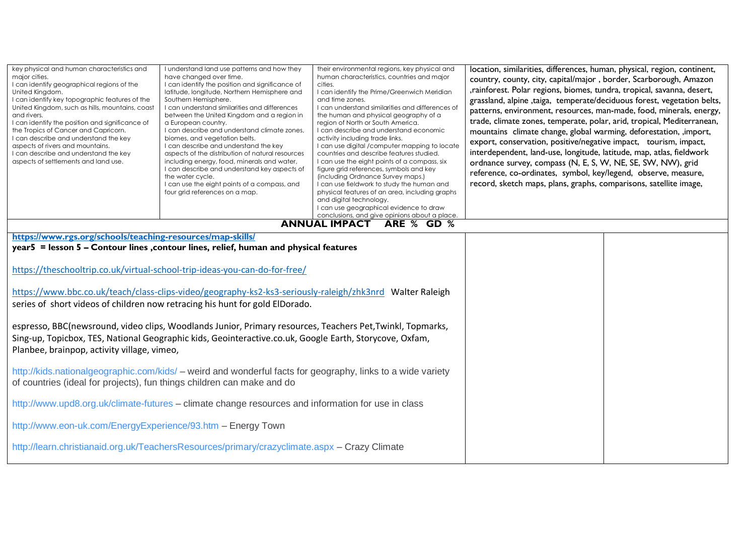| | | | |
|---|---|---|---|
| key physical and human characteristics and major cities.<br>I can identify geographical regions of the United Kingdom.<br>I can identify key topographic features of the United Kingdom, such as hills, mountains, coast and rivers.<br>I can identify the position and significance of the Tropics of Cancer and Capricorn.<br>I can describe and understand the key aspects of rivers and mountains.<br>I can describe and understand the key aspects of settlements and land use. | I understand land use patterns and how they have changed over time.<br>I can identify the position and significance of latitude, longitude, Northern Hemisphere and Southern Hemisphere.<br>I can understand similarities and differences between the United Kingdom and a region in a European country.<br>I can describe and understand climate zones, biomes, and vegetation belts.<br>I can describe and understand the key aspects of the distribution of natural resources including energy, food, minerals and water.<br>I can describe and understand key aspects of the water cycle.<br>I can use the eight points of a compass, and four grid references on a map. | their environmental regions, key physical and human characteristics, countries and major cities.<br>I can identify the Prime/Greenwich Meridian and time zones.<br>I can understand similarities and differences of the human and physical geography of a region of North or South America.<br>I can describe and understand economic activity including trade links.<br>I can use digital /computer mapping to locate countries and describe features studied.<br>I can use the eight points of a compass, six figure grid references, symbols and key (including Ordnance Survey maps.)<br>I can use fieldwork to study the human and physical features of an area, including graphs and digital technology.<br>I can use geographical evidence to draw conclusions, and give opinions about a place. | location, similarities, differences, human, physical, region, continent, country, county, city, capital/major , border, Scarborough, Amazon ,rainforest. Polar regions, biomes, tundra, tropical, savanna, desert, grassland, alpine ,taiga, temperate/deciduous forest, vegetation belts, patterns, environment, resources, man-made, food, minerals, energy, trade, climate zones, temperate, polar, arid, tropical, Mediterranean, mountains climate change, global warming, deforestation, ,import, export, conservation, positive/negative impact, tourism, impact, interdependent, land-use, longitude, latitude, map, atlas, fieldwork ordnance survey, compass (N, E, S, W, NE, SE, SW, NW), grid reference, co-ordinates, symbol, key/legend, observe, measure, record, sketch maps, plans, graphs, comparisons, satellite image, |

**ANNUAL IMPACT ARE % GD %**

| | | |
|---|---|---|
| **https://www.rgs.org/schools/teaching-resources/map-skills/**<br>**year5 = lesson 5 – Contour lines ,contour lines, relief, human and physical features**<br><br>https://theschooltrip.co.uk/virtual-school-trip-ideas-you-can-do-for-free/<br><br>https://www.bbc.co.uk/teach/class-clips-video/geography-ks2-ks3-seriously-raleigh/zhk3nrd Walter Raleigh series of short videos of children now retracing his hunt for gold ElDorado.<br><br>espresso, BBC(newsround, video clips, Woodlands Junior, Primary resources, Teachers Pet,Twinkl, Topmarks, Sing-up, Topicbox, TES, National Geographic kids, Geointeractive.co.uk, Google Earth, Storycove, Oxfam, Planbee, brainpop, activity village, vimeo,<br><br>http://kids.nationalgeographic.com/kids/ – weird and wonderful facts for geography, links to a wide variety of countries (ideal for projects), fun things children can make and do<br><br>http://www.upd8.org.uk/climate-futures – climate change resources and information for use in class<br><br>http://www.eon-uk.com/EnergyExperience/93.htm – Energy Town<br><br>http://learn.christianaid.org.uk/TeachersResources/primary/crazyclimate.aspx – Crazy Climate | | |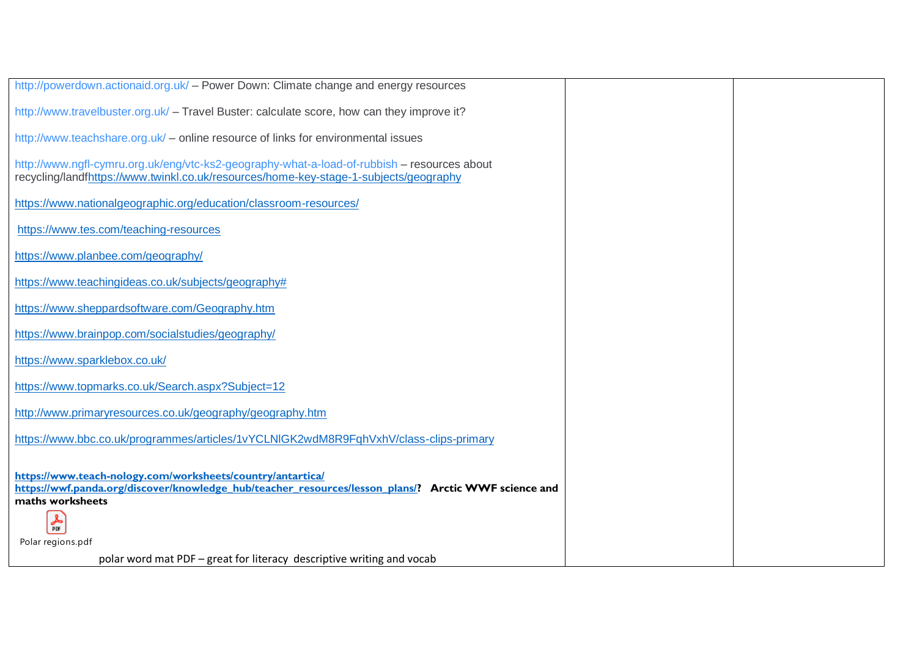| | | |
|---|---|---|
| http://powerdown.actionaid.org.uk/ – Power Down: Climate change and energy resources<br><br>http://www.travelbuster.org.uk/ – Travel Buster: calculate score, how can they improve it?<br><br>http://www.teachshare.org.uk/ – online resource of links for environmental issues<br><br>http://www.ngfl-cymru.org.uk/eng/vtc-ks2-geography-what-a-load-of-rubbish – resources about recycling/landfhttps://www.twinkl.co.uk/resources/home-key-stage-1-subjects/geography<br><br>https://www.nationalgeographic.org/education/classroom-resources/<br><br>https://www.tes.com/teaching-resources<br><br>https://www.planbee.com/geography/<br><br>https://www.teachingideas.co.uk/subjects/geography#<br><br>https://www.sheppardsoftware.com/Geography.htm<br><br>https://www.brainpop.com/socialstudies/geography/<br><br>https://www.sparklebox.co.uk/<br><br>https://www.topmarks.co.uk/Search.aspx?Subject=12<br><br>http://www.primaryresources.co.uk/geography/geography.htm<br><br>https://www.bbc.co.uk/programmes/articles/1vYCLNlGK2wdM8R9FqhVxhV/class-clips-primary<br><br>**https://www.teach-nology.com/worksheets/country/antartica/**<br>**https://wwf.panda.org/discover/knowledge_hub/teacher_resources/lesson_plans/? Arctic WWF science and maths worksheets**<br><br>Polar regions.pdf<br><br>polar word mat PDF – great for literacy descriptive writing and vocab | | |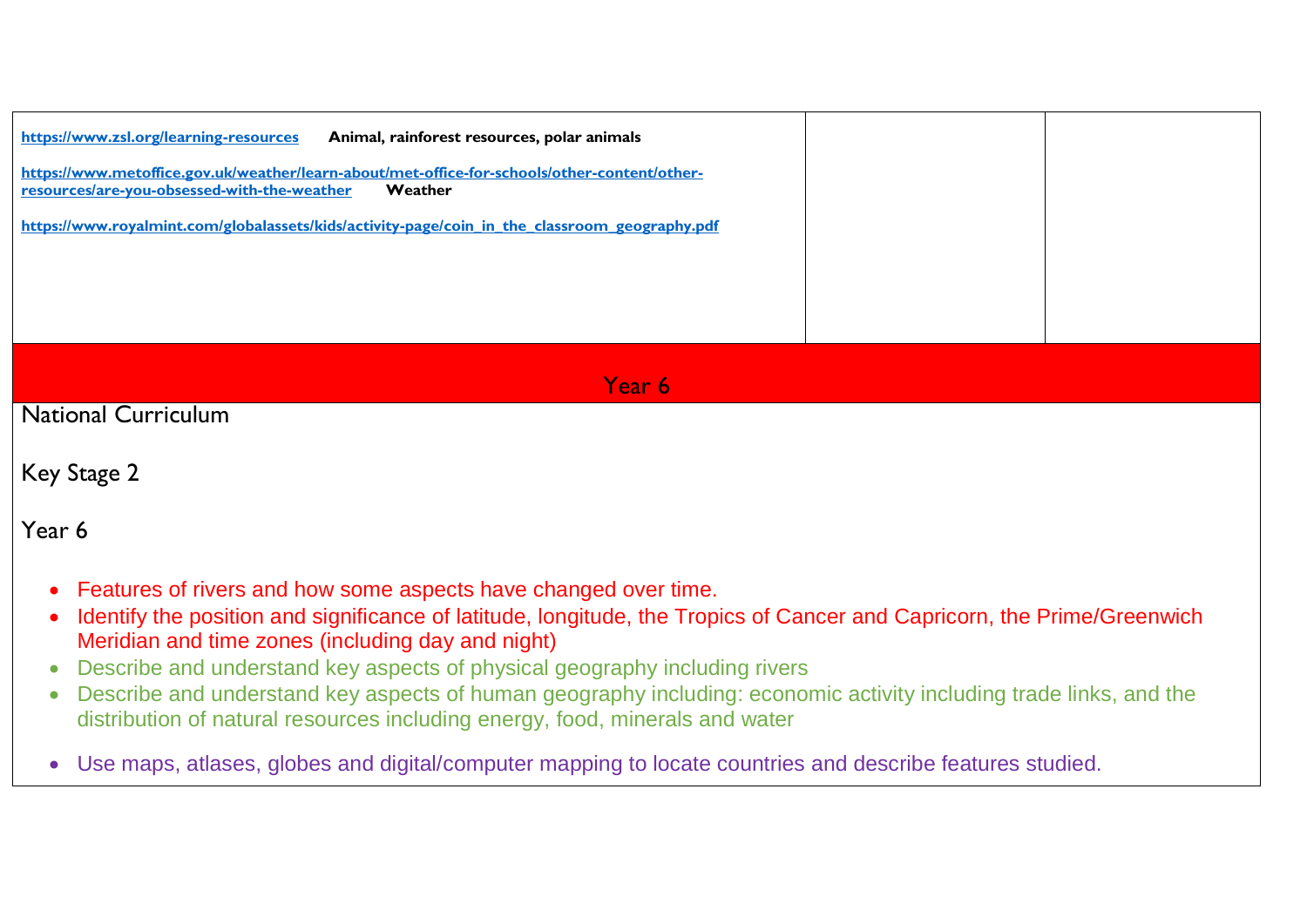| | | |
|---|---|---|
| https://www.zsl.org/learning-resources **Animal, rainforest resources, polar animals**<br><br>https://www.metoffice.gov.uk/weather/learn-about/met-office-for-schools/other-content/other-resources/are-you-obsessed-with-the-weather **Weather**<br><br>https://www.royalmint.com/globalassets/kids/activity-page/coin_in_the_classroom_geography.pdf | | |

## Year 6

National Curriculum

Key Stage 2

Year 6

- Features of rivers and how some aspects have changed over time.
- Identify the position and significance of latitude, longitude, the Tropics of Cancer and Capricorn, the Prime/Greenwich Meridian and time zones (including day and night)
- Describe and understand key aspects of physical geography including rivers
- Describe and understand key aspects of human geography including: economic activity including trade links, and the distribution of natural resources including energy, food, minerals and water
- Use maps, atlases, globes and digital/computer mapping to locate countries and describe features studied.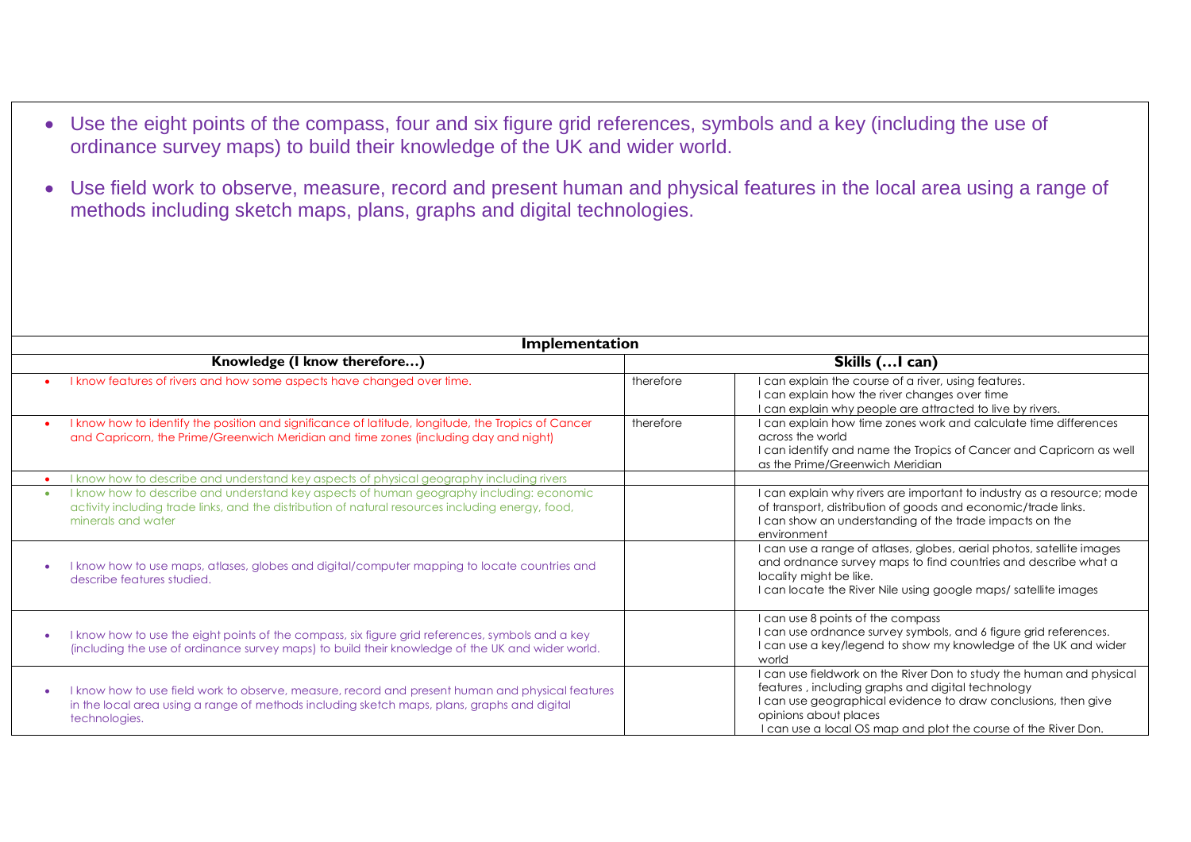- Use the eight points of the compass, four and six figure grid references, symbols and a key (including the use of ordinance survey maps) to build their knowledge of the UK and wider world.
- Use field work to observe, measure, record and present human and physical features in the local area using a range of methods including sketch maps, plans, graphs and digital technologies.

| Implementation | | |
|---|---|---|
| **Knowledge (I know therefore…)** | | **Skills (…I can)** |
| • I know features of rivers and how some aspects have changed over time. | therefore | I can explain the course of a river, using features.<br>I can explain how the river changes over time<br>I can explain why people are attracted to live by rivers. |
| • I know how to identify the position and significance of latitude, longitude, the Tropics of Cancer and Capricorn, the Prime/Greenwich Meridian and time zones (including day and night) | therefore | I can explain how time zones work and calculate time differences across the world<br>I can identify and name the Tropics of Cancer and Capricorn as well as the Prime/Greenwich Meridian |
| • I know how to describe and understand key aspects of physical geography including rivers | | |
| • I know how to describe and understand key aspects of human geography including: economic activity including trade links, and the distribution of natural resources including energy, food, minerals and water | | I can explain why rivers are important to industry as a resource; mode of transport, distribution of goods and economic/trade links.<br>I can show an understanding of the trade impacts on the environment |
| • I know how to use maps, atlases, globes and digital/computer mapping to locate countries and describe features studied. | | I can use a range of atlases, globes, aerial photos, satellite images and ordnance survey maps to find countries and describe what a locality might be like.<br>I can locate the River Nile using google maps/ satellite images |
| • I know how to use the eight points of the compass, six figure grid references, symbols and a key (including the use of ordinance survey maps) to build their knowledge of the UK and wider world. | | I can use 8 points of the compass<br>I can use ordnance survey symbols, and 6 figure grid references.<br>I can use a key/legend to show my knowledge of the UK and wider world |
| • I know how to use field work to observe, measure, record and present human and physical features in the local area using a range of methods including sketch maps, plans, graphs and digital technologies. | | I can use fieldwork on the River Don to study the human and physical features , including graphs and digital technology<br>I can use geographical evidence to draw conclusions, then give opinions about places<br>I can use a local OS map and plot the course of the River Don. |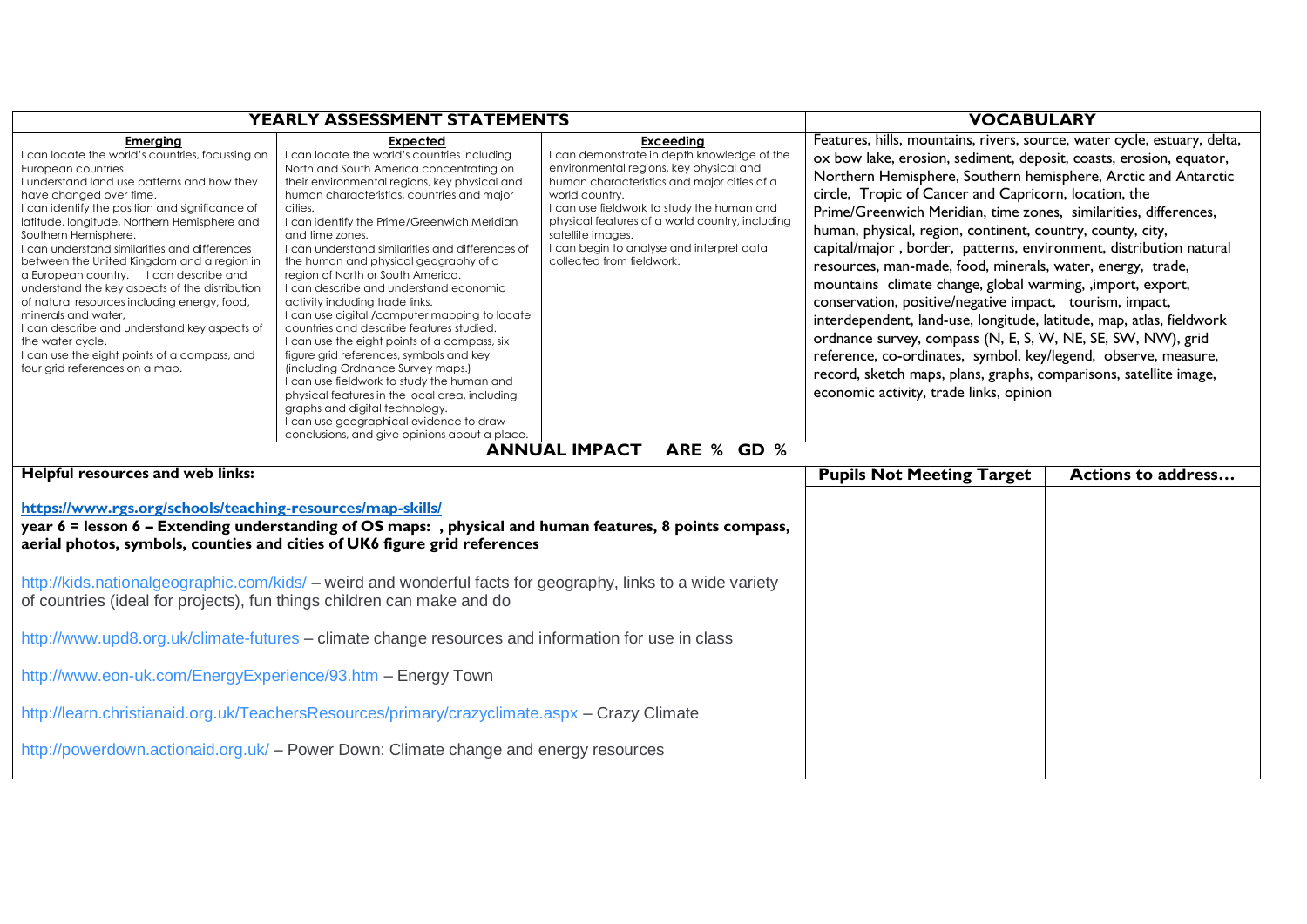| YEARLY ASSESSMENT STATEMENTS | | | VOCABULARY |
|---|---|---|---|
| **Emerging** | **Expected** | **Exceeding** | |
| I can locate the world's countries, focussing on European countries.<br>I understand land use patterns and how they have changed over time.<br>I can identify the position and significance of latitude, longitude, Northern Hemisphere and Southern Hemisphere.<br>I can understand similarities and differences between the United Kingdom and a region in a European country. I can describe and understand the key aspects of the distribution of natural resources including energy, food, minerals and water,<br>I can describe and understand key aspects of the water cycle.<br>I can use the eight points of a compass, and four grid references on a map. | I can locate the world's countries including North and South America concentrating on their environmental regions, key physical and human characteristics, countries and major cities.<br>I can identify the Prime/Greenwich Meridian and time zones.<br>I can understand similarities and differences of the human and physical geography of a region of North or South America.<br>I can describe and understand economic activity including trade links.<br>I can use digital /computer mapping to locate countries and describe features studied.<br>I can use the eight points of a compass, six figure grid references, symbols and key (including Ordnance Survey maps.)<br>I can use fieldwork to study the human and physical features in the local area, including graphs and digital technology.<br>I can use geographical evidence to draw conclusions, and give opinions about a place. | I can demonstrate in depth knowledge of the environmental regions, key physical and human characteristics and major cities of a world country.<br>I can use fieldwork to study the human and physical features of a world country, including satellite images.<br>I can begin to analyse and interpret data collected from fieldwork. | Features, hills, mountains, rivers, source, water cycle, estuary, delta, ox bow lake, erosion, sediment, deposit, coasts, erosion, equator, Northern Hemisphere, Southern hemisphere, Arctic and Antarctic circle, Tropic of Cancer and Capricorn, location, the Prime/Greenwich Meridian, time zones, similarities, differences, human, physical, region, continent, country, county, city, capital/major , border, patterns, environment, distribution natural resources, man-made, food, minerals, water, energy, trade, mountains climate change, global warming, ,import, export, conservation, positive/negative impact, tourism, impact, interdependent, land-use, longitude, latitude, map, atlas, fieldwork ordnance survey, compass (N, E, S, W, NE, SE, SW, NW), grid reference, co-ordinates, symbol, key/legend, observe, measure, record, sketch maps, plans, graphs, comparisons, satellite image, economic activity, trade links, opinion |

**ANNUAL IMPACT ARE % GD %**

| Helpful resources and web links: | Pupils Not Meeting Target | Actions to address… |
|---|---|---|
| **https://www.rgs.org/schools/teaching-resources/map-skills/**<br>**year 6 = lesson 6 – Extending understanding of OS maps: , physical and human features, 8 points compass, aerial photos, symbols, counties and cities of UK6 figure grid references**<br><br>http://kids.nationalgeographic.com/kids/ – weird and wonderful facts for geography, links to a wide variety of countries (ideal for projects), fun things children can make and do<br><br>http://www.upd8.org.uk/climate-futures – climate change resources and information for use in class<br><br>http://www.eon-uk.com/EnergyExperience/93.htm – Energy Town<br><br>http://learn.christianaid.org.uk/TeachersResources/primary/crazyclimate.aspx – Crazy Climate<br><br>http://powerdown.actionaid.org.uk/ – Power Down: Climate change and energy resources | | |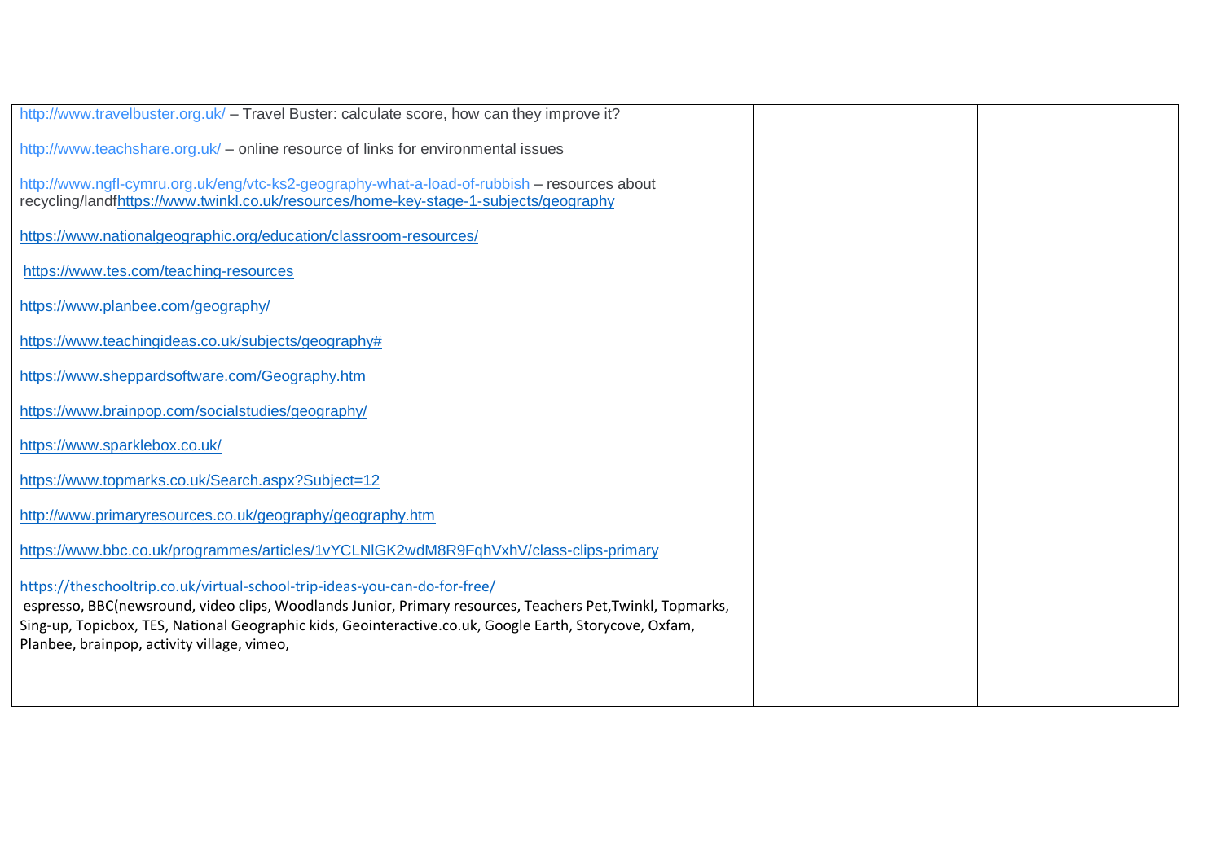| | | |
|---|---|---|
| http://www.travelbuster.org.uk/ – Travel Buster: calculate score, how can they improve it?<br><br>http://www.teachshare.org.uk/ – online resource of links for environmental issues<br><br>http://www.ngfl-cymru.org.uk/eng/vtc-ks2-geography-what-a-load-of-rubbish – resources about recycling/landfhttps://www.twinkl.co.uk/resources/home-key-stage-1-subjects/geography<br><br>https://www.nationalgeographic.org/education/classroom-resources/<br><br>https://www.tes.com/teaching-resources<br><br>https://www.planbee.com/geography/<br><br>https://www.teachingideas.co.uk/subjects/geography#<br><br>https://www.sheppardsoftware.com/Geography.htm<br><br>https://www.brainpop.com/socialstudies/geography/<br><br>https://www.sparklebox.co.uk/<br><br>https://www.topmarks.co.uk/Search.aspx?Subject=12<br><br>http://www.primaryresources.co.uk/geography/geography.htm<br><br>https://www.bbc.co.uk/programmes/articles/1vYCLNlGK2wdM8R9FqhVxhV/class-clips-primary<br><br>https://theschooltrip.co.uk/virtual-school-trip-ideas-you-can-do-for-free/<br>espresso, BBC(newsround, video clips, Woodlands Junior, Primary resources, Teachers Pet,Twinkl, Topmarks, Sing-up, Topicbox, TES, National Geographic kids, Geointeractive.co.uk, Google Earth, Storycove, Oxfam, Planbee, brainpop, activity village, vimeo, | | |